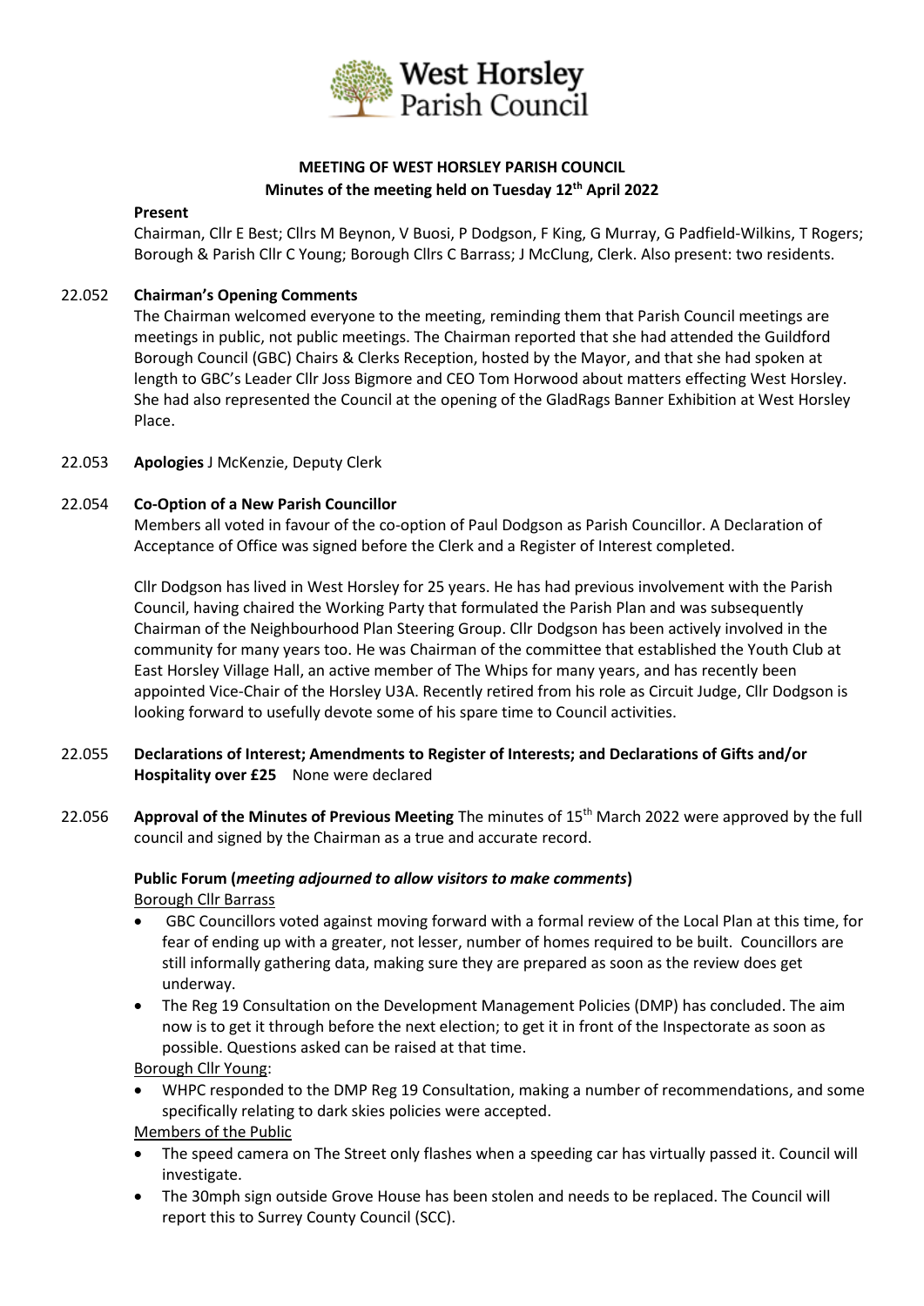West Horsley Parish Council

# MEETING OF WEST HORSLEY PARISH COUNCIL

## Minutes of the meeting held on Tuesday 12th April 2022

**Present**

Chairman, Cllr E Best; Cllrs M Beynon, V Buosi, P Dodgson, F King, G Murray, G Padfield-Wilkins, T Rogers; Borough & Parish Cllr C Young; Borough Cllrs C Barrass; J McClung, Clerk. Also present: two residents.

**22.052 Chairman's Opening Comments**

The Chairman welcomed everyone to the meeting, reminding them that Parish Council meetings are meetings in public, not public meetings. The Chairman reported that she had attended the Guildford Borough Council (GBC) Chairs & Clerks Reception, hosted by the Mayor, and that she had spoken at length to GBC's Leader Cllr Joss Bigmore and CEO Tom Horwood about matters effecting West Horsley. She had also represented the Council at the opening of the GladRags Banner Exhibition at West Horsley Place.

**22.053 Apologies** J McKenzie, Deputy Clerk

**22.054 Co-Option of a New Parish Councillor**

Members all voted in favour of the co-option of Paul Dodgson as Parish Councillor. A Declaration of Acceptance of Office was signed before the Clerk and a Register of Interest completed.

Cllr Dodgson has lived in West Horsley for 25 years. He has had previous involvement with the Parish Council, having chaired the Working Party that formulated the Parish Plan and was subsequently Chairman of the Neighbourhood Plan Steering Group. Cllr Dodgson has been actively involved in the community for many years too. He was Chairman of the committee that established the Youth Club at East Horsley Village Hall, an active member of The Whips for many years, and has recently been appointed Vice-Chair of the Horsley U3A. Recently retired from his role as Circuit Judge, Cllr Dodgson is looking forward to usefully devote some of his spare time to Council activities.

**22.055 Declarations of Interest; Amendments to Register of Interests; and Declarations of Gifts and/or Hospitality over £25** None were declared

**22.056 Approval of the Minutes of Previous Meeting** The minutes of 15th March 2022 were approved by the full council and signed by the Chairman as a true and accurate record.

**Public Forum (*meeting adjourned to allow visitors to make comments*)**

Borough Cllr Barrass

- GBC Councillors voted against moving forward with a formal review of the Local Plan at this time, for fear of ending up with a greater, not lesser, number of homes required to be built. Councillors are still informally gathering data, making sure they are prepared as soon as the review does get underway.
- The Reg 19 Consultation on the Development Management Policies (DMP) has concluded. The aim now is to get it through before the next election; to get it in front of the Inspectorate as soon as possible. Questions asked can be raised at that time.

Borough Cllr Young:

- WHPC responded to the DMP Reg 19 Consultation, making a number of recommendations, and some specifically relating to dark skies policies were accepted.

Members of the Public

- The speed camera on The Street only flashes when a speeding car has virtually passed it. Council will investigate.
- The 30mph sign outside Grove House has been stolen and needs to be replaced. The Council will report this to Surrey County Council (SCC).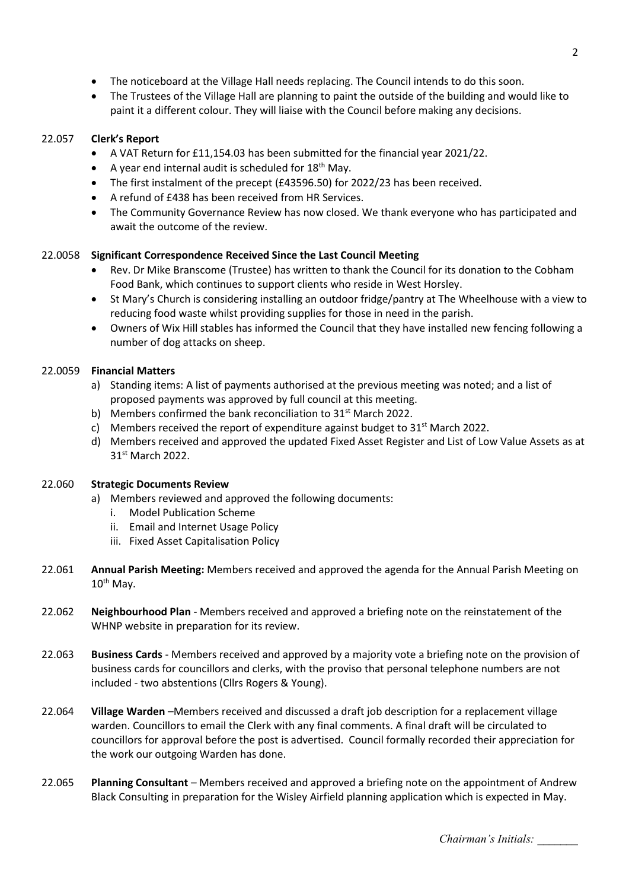- The noticeboard at the Village Hall needs replacing. The Council intends to do this soon.
- The Trustees of the Village Hall are planning to paint the outside of the building and would like to paint it a different colour. They will liaise with the Council before making any decisions.

22.057 **Clerk's Report**

- A VAT Return for £11,154.03 has been submitted for the financial year 2021/22.
- A year end internal audit is scheduled for 18th May.
- The first instalment of the precept (£43596.50) for 2022/23 has been received.
- A refund of £438 has been received from HR Services.
- The Community Governance Review has now closed. We thank everyone who has participated and await the outcome of the review.

22.0058 **Significant Correspondence Received Since the Last Council Meeting**

- Rev. Dr Mike Branscome (Trustee) has written to thank the Council for its donation to the Cobham Food Bank, which continues to support clients who reside in West Horsley.
- St Mary's Church is considering installing an outdoor fridge/pantry at The Wheelhouse with a view to reducing food waste whilst providing supplies for those in need in the parish.
- Owners of Wix Hill stables has informed the Council that they have installed new fencing following a number of dog attacks on sheep.

22.0059 **Financial Matters**

a) Standing items: A list of payments authorised at the previous meeting was noted; and a list of proposed payments was approved by full council at this meeting.
b) Members confirmed the bank reconciliation to 31st March 2022.
c) Members received the report of expenditure against budget to 31st March 2022.
d) Members received and approved the updated Fixed Asset Register and List of Low Value Assets as at 31st March 2022.

22.060 **Strategic Documents Review**

a) Members reviewed and approved the following documents:
   i. Model Publication Scheme
   ii. Email and Internet Usage Policy
   iii. Fixed Asset Capitalisation Policy

22.061 **Annual Parish Meeting:** Members received and approved the agenda for the Annual Parish Meeting on 10th May.

22.062 **Neighbourhood Plan** - Members received and approved a briefing note on the reinstatement of the WHNP website in preparation for its review.

22.063 **Business Cards** - Members received and approved by a majority vote a briefing note on the provision of business cards for councillors and clerks, with the proviso that personal telephone numbers are not included - two abstentions (Cllrs Rogers & Young).

22.064 **Village Warden** –Members received and discussed a draft job description for a replacement village warden. Councillors to email the Clerk with any final comments. A final draft will be circulated to councillors for approval before the post is advertised. Council formally recorded their appreciation for the work our outgoing Warden has done.

22.065 **Planning Consultant** – Members received and approved a briefing note on the appointment of Andrew Black Consulting in preparation for the Wisley Airfield planning application which is expected in May.

*Chairman's Initials: \_\_\_\_\_\_\_*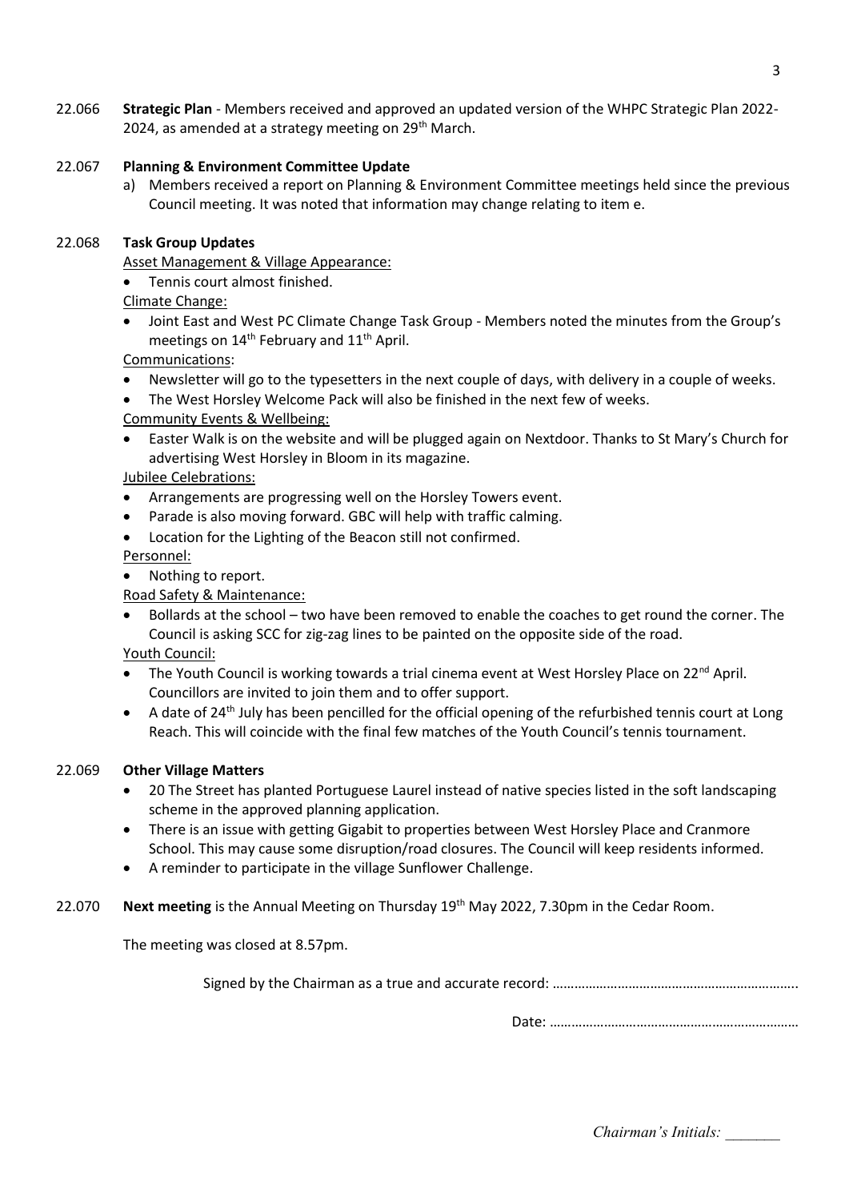22.066 **Strategic Plan** - Members received and approved an updated version of the WHPC Strategic Plan 2022-2024, as amended at a strategy meeting on 29th March.

22.067 **Planning & Environment Committee Update**

a) Members received a report on Planning & Environment Committee meetings held since the previous Council meeting. It was noted that information may change relating to item e.

22.068 **Task Group Updates**

Asset Management & Village Appearance:

- Tennis court almost finished.

Climate Change:

- Joint East and West PC Climate Change Task Group - Members noted the minutes from the Group's meetings on 14th February and 11th April.

Communications:

- Newsletter will go to the typesetters in the next couple of days, with delivery in a couple of weeks.
- The West Horsley Welcome Pack will also be finished in the next few of weeks.

Community Events & Wellbeing:

- Easter Walk is on the website and will be plugged again on Nextdoor. Thanks to St Mary's Church for advertising West Horsley in Bloom in its magazine.

Jubilee Celebrations:

- Arrangements are progressing well on the Horsley Towers event.
- Parade is also moving forward. GBC will help with traffic calming.
- Location for the Lighting of the Beacon still not confirmed.

Personnel:

- Nothing to report.

Road Safety & Maintenance:

- Bollards at the school – two have been removed to enable the coaches to get round the corner. The Council is asking SCC for zig-zag lines to be painted on the opposite side of the road.

Youth Council:

- The Youth Council is working towards a trial cinema event at West Horsley Place on 22nd April. Councillors are invited to join them and to offer support.
- A date of 24th July has been pencilled for the official opening of the refurbished tennis court at Long Reach. This will coincide with the final few matches of the Youth Council's tennis tournament.

22.069 **Other Village Matters**

- 20 The Street has planted Portuguese Laurel instead of native species listed in the soft landscaping scheme in the approved planning application.
- There is an issue with getting Gigabit to properties between West Horsley Place and Cranmore School. This may cause some disruption/road closures. The Council will keep residents informed.
- A reminder to participate in the village Sunflower Challenge.

22.070 **Next meeting** is the Annual Meeting on Thursday 19th May 2022, 7.30pm in the Cedar Room.

The meeting was closed at 8.57pm.

Signed by the Chairman as a true and accurate record: …………………………………………………………..

Date: ……………………………………………………………

*Chairman's Initials: \_\_\_\_\_\_\_*